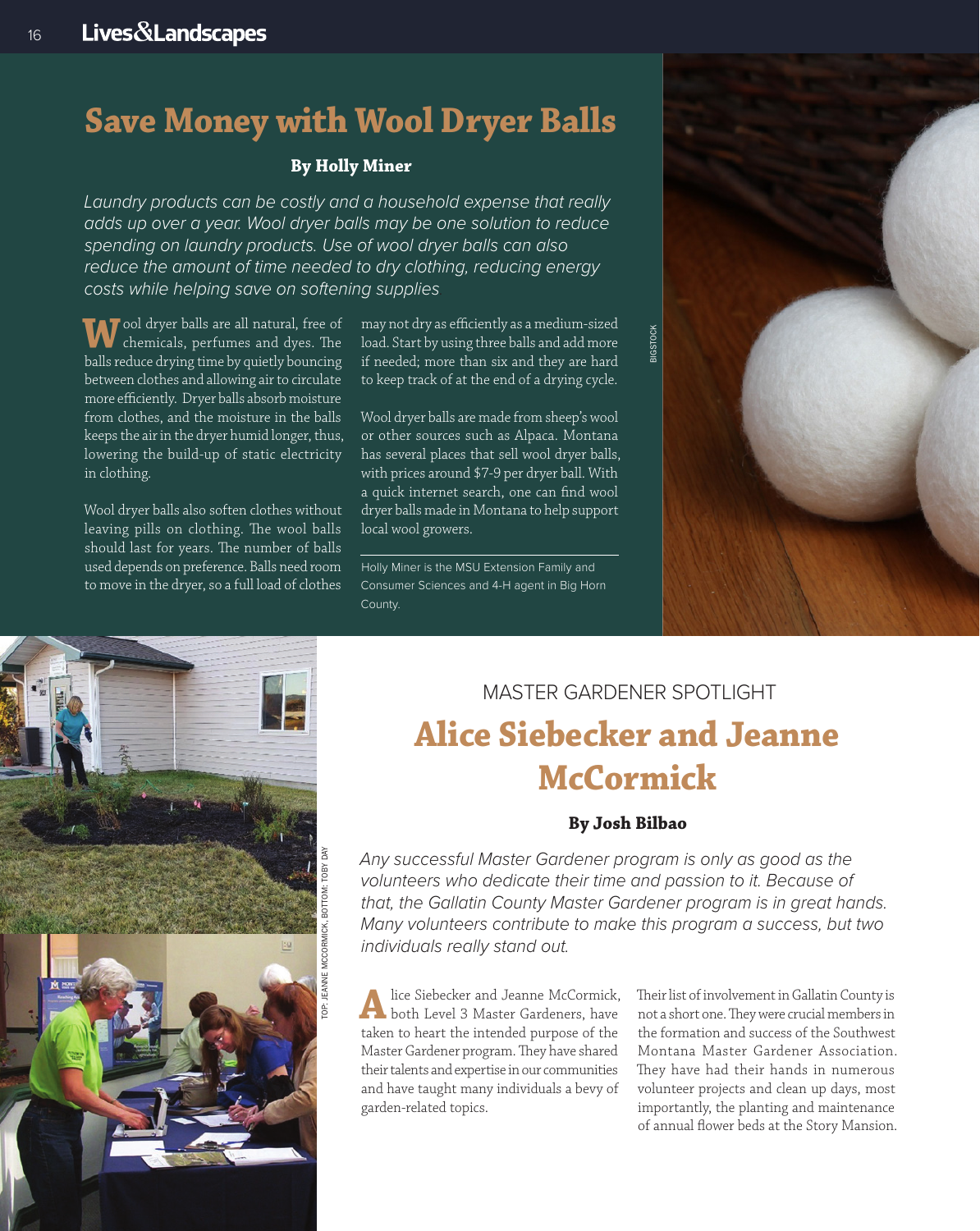# Save Money with Wool Dryer Balls

**By Holly Miner**

*Laundry products can be costly and a household expense that really adds up over a year. Wool dryer balls may be one solution to reduce spending on laundry products. Use of wool dryer balls can also reduce the amount of time needed to dry clothing, reducing energy costs while helping save on softening supplies*

Wool dryer balls are all natural, free of chemicals, perfumes and dyes. The balls reduce drying time by quietly bouncing between clothes and allowing air to circulate more efficiently. Dryer balls absorb moisture from clothes, and the moisture in the balls keeps the air in the dryer humid longer, thus, lowering the build-up of static electricity in clothing.

Wool dryer balls also soften clothes without leaving pills on clothing. The wool balls should last for years. The number of balls used depends on preference. Balls need room to move in the dryer, so a full load of clothes may not dry as efficiently as a medium-sized load. Start by using three balls and add more if needed; more than six and they are hard to keep track of at the end of a drying cycle.

Wool dryer balls are made from sheep's wool or other sources such as Alpaca. Montana has several places that sell wool dryer balls, with prices around $7-9 per dryer ball. With a quick internet search, one can find wool dryer balls made in Montana to help support local wool growers.

Holly Miner is the MSU Extension Family and Consumer Sciences and 4-H agent in Big Horn County.

BIGSTOCK

TOP: JEANNE MCCORMICK, BOTTOM: TOBY DAY

MASTER GARDENER SPOTLIGHT

# Alice Siebecker and Jeanne McCormick

**By Josh Bilbao**

*Any successful Master Gardener program is only as good as the volunteers who dedicate their time and passion to it. Because of that, the Gallatin County Master Gardener program is in great hands. Many volunteers contribute to make this program a success, but two individuals really stand out.*

Alice Siebecker and Jeanne McCormick, both Level 3 Master Gardeners, have taken to heart the intended purpose of the Master Gardener program. They have shared their talents and expertise in our communities and have taught many individuals a bevy of garden-related topics.

Their list of involvement in Gallatin County is not a short one. They were crucial members in the formation and success of the Southwest Montana Master Gardener Association. They have had their hands in numerous volunteer projects and clean up days, most importantly, the planting and maintenance of annual flower beds at the Story Mansion.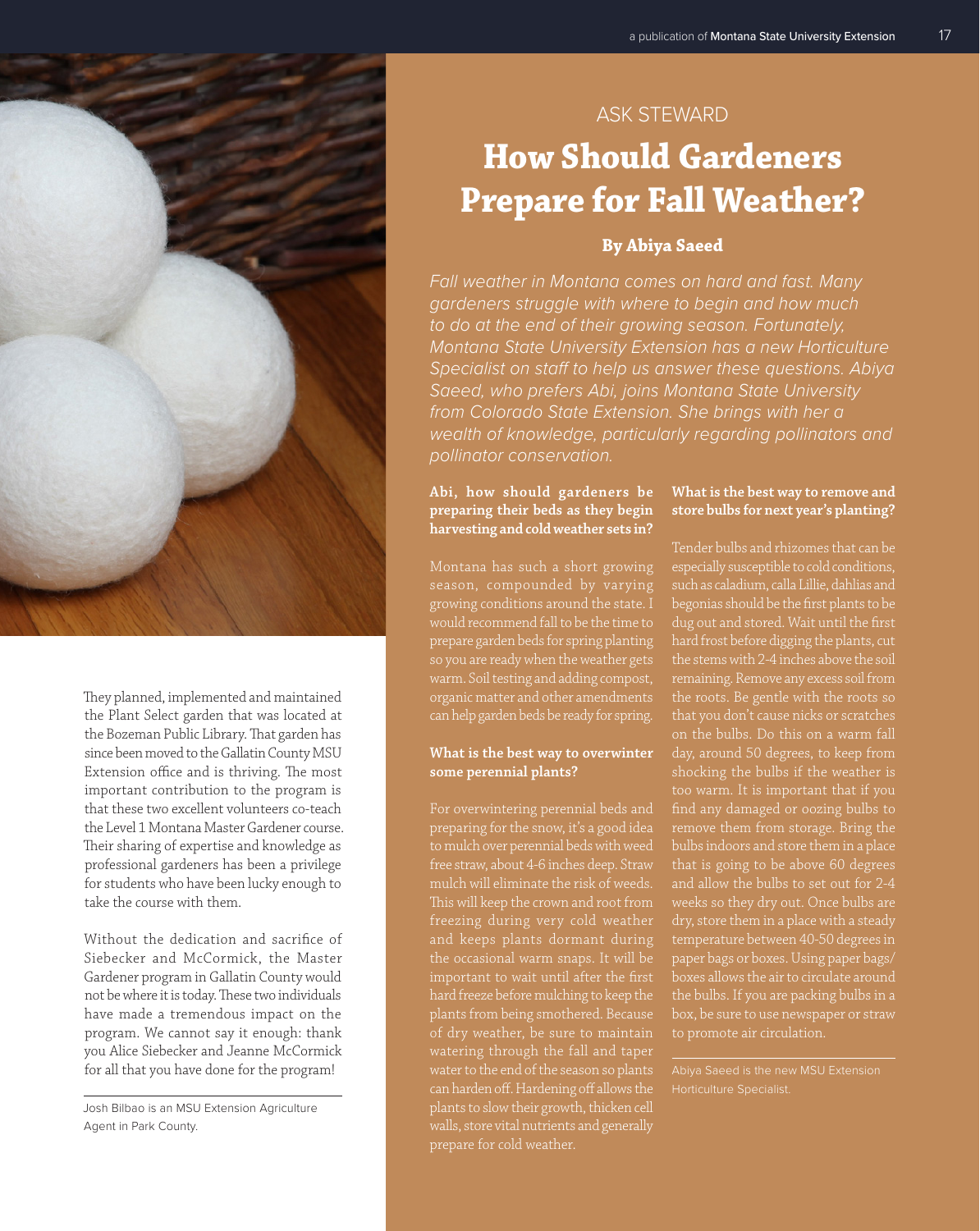They planned, implemented and maintained the Plant Select garden that was located at the Bozeman Public Library. That garden has since been moved to the Gallatin County MSU Extension office and is thriving. The most important contribution to the program is that these two excellent volunteers co-teach the Level 1 Montana Master Gardener course. Their sharing of expertise and knowledge as professional gardeners has been a privilege for students who have been lucky enough to take the course with them.

Without the dedication and sacrifice of Siebecker and McCormick, the Master Gardener program in Gallatin County would not be where it is today. These two individuals have made a tremendous impact on the program. We cannot say it enough: thank you Alice Siebecker and Jeanne McCormick for all that you have done for the program!

---

Josh Bilbao is an MSU Extension Agriculture Agent in Park County.

ASK STEWARD

# How Should Gardeners Prepare for Fall Weather?

**By Abiya Saeed**

*Fall weather in Montana comes on hard and fast. Many gardeners struggle with where to begin and how much to do at the end of their growing season. Fortunately, Montana State University Extension has a new Horticulture Specialist on staff to help us answer these questions. Abiya Saeed, who prefers Abi, joins Montana State University from Colorado State Extension. She brings with her a wealth of knowledge, particularly regarding pollinators and pollinator conservation.*

**Abi, how should gardeners be preparing their beds as they begin harvesting and cold weather sets in?**

Montana has such a short growing season, compounded by varying growing conditions around the state. I would recommend fall to be the time to prepare garden beds for spring planting so you are ready when the weather gets warm. Soil testing and adding compost, organic matter and other amendments can help garden beds be ready for spring.

**What is the best way to overwinter some perennial plants?**

For overwintering perennial beds and preparing for the snow, it's a good idea to mulch over perennial beds with weed free straw, about 4-6 inches deep. Straw mulch will eliminate the risk of weeds. This will keep the crown and root from freezing during very cold weather and keeps plants dormant during the occasional warm snaps. It will be important to wait until after the first hard freeze before mulching to keep the plants from being smothered. Because of dry weather, be sure to maintain watering through the fall and taper water to the end of the season so plants can harden off. Hardening off allows the plants to slow their growth, thicken cell walls, store vital nutrients and generally prepare for cold weather.

**What is the best way to remove and store bulbs for next year's planting?**

Tender bulbs and rhizomes that can be especially susceptible to cold conditions, such as caladium, calla Lillie, dahlias and begonias should be the first plants to be dug out and stored. Wait until the first hard frost before digging the plants, cut the stems with 2-4 inches above the soil remaining. Remove any excess soil from the roots. Be gentle with the roots so that you don't cause nicks or scratches on the bulbs. Do this on a warm fall day, around 50 degrees, to keep from shocking the bulbs if the weather is too warm. It is important that if you find any damaged or oozing bulbs to remove them from storage. Bring the bulbs indoors and store them in a place that is going to be above 60 degrees and allow the bulbs to set out for 2-4 weeks so they dry out. Once bulbs are dry, store them in a place with a steady temperature between 40-50 degrees in paper bags or boxes. Using paper bags/boxes allows the air to circulate around the bulbs. If you are packing bulbs in a box, be sure to use newspaper or straw to promote air circulation.

---

Abiya Saeed is the new MSU Extension Horticulture Specialist.